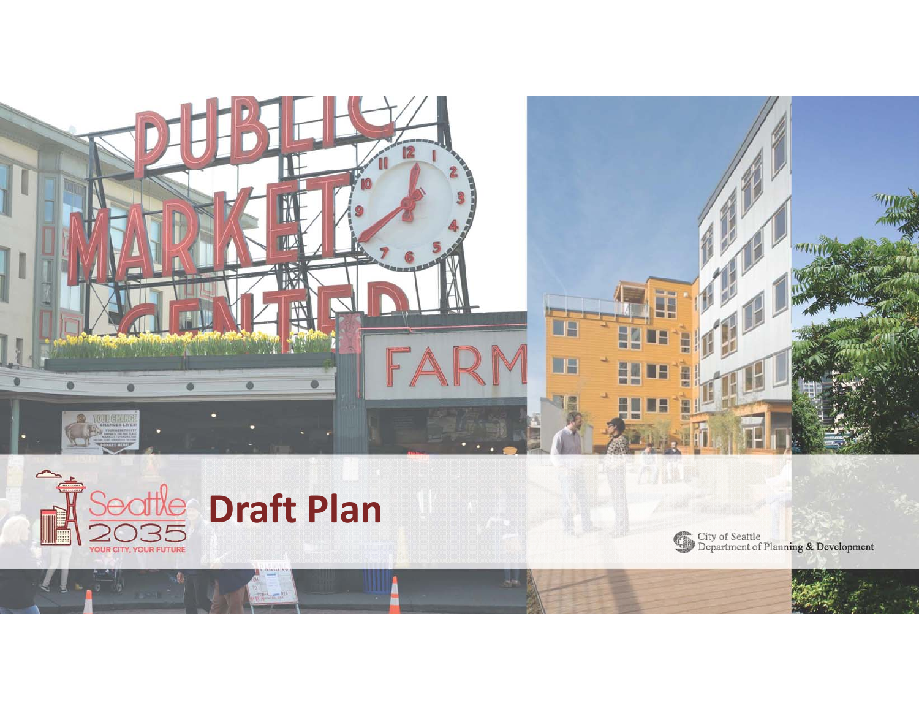Seattle 2035

YOUR CITY, YOUR FUTURE

# Draft Plan

City of Seattle
Department of Planning & Development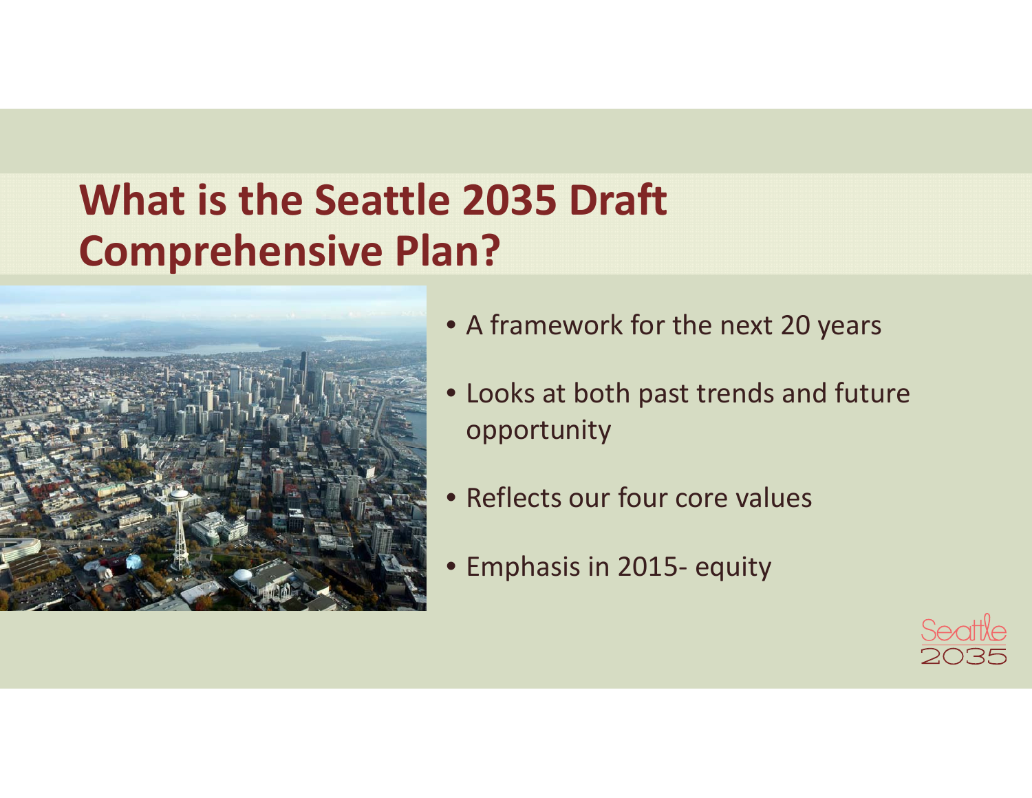# What is the Seattle 2035 Draft Comprehensive Plan?

- A framework for the next 20 years
- Looks at both past trends and future opportunity
- Reflects our four core values
- Emphasis in 2015- equity

Seattle 2035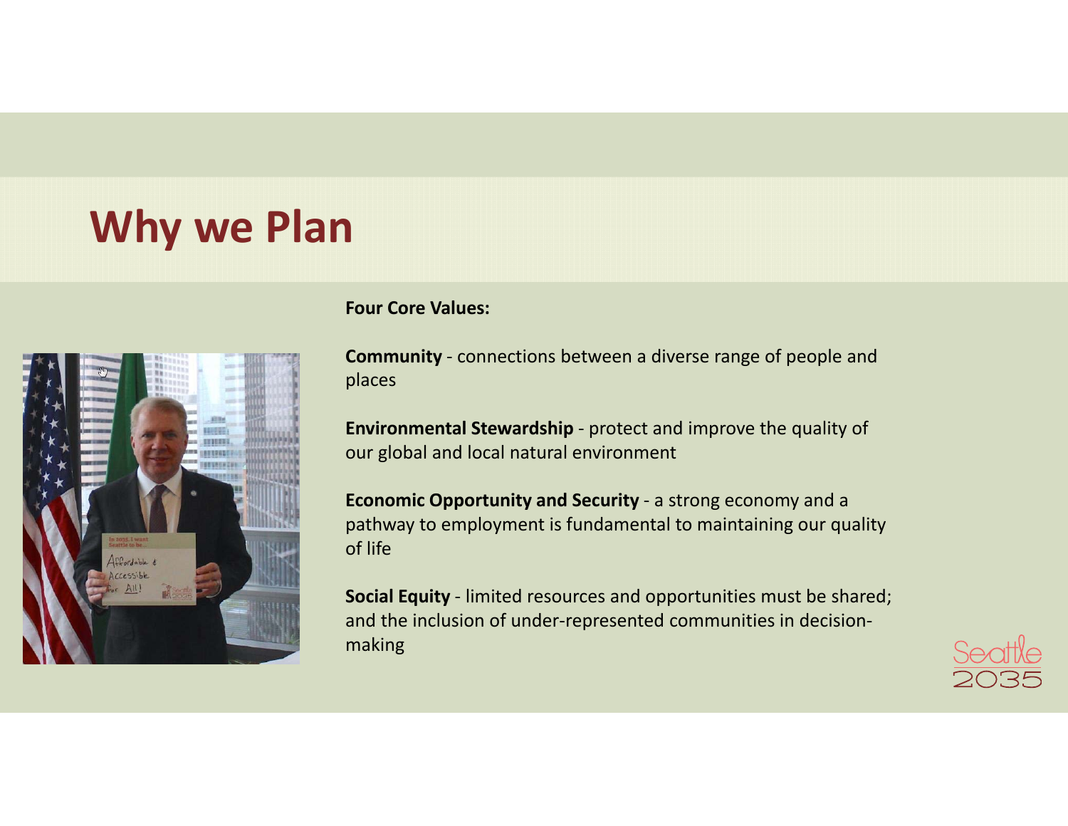# Why we Plan

**Four Core Values:**

**Community** - connections between a diverse range of people and places

**Environmental Stewardship** - protect and improve the quality of our global and local natural environment

**Economic Opportunity and Security** - a strong economy and a pathway to employment is fundamental to maintaining our quality of life

**Social Equity** - limited resources and opportunities must be shared; and the inclusion of under-represented communities in decision-making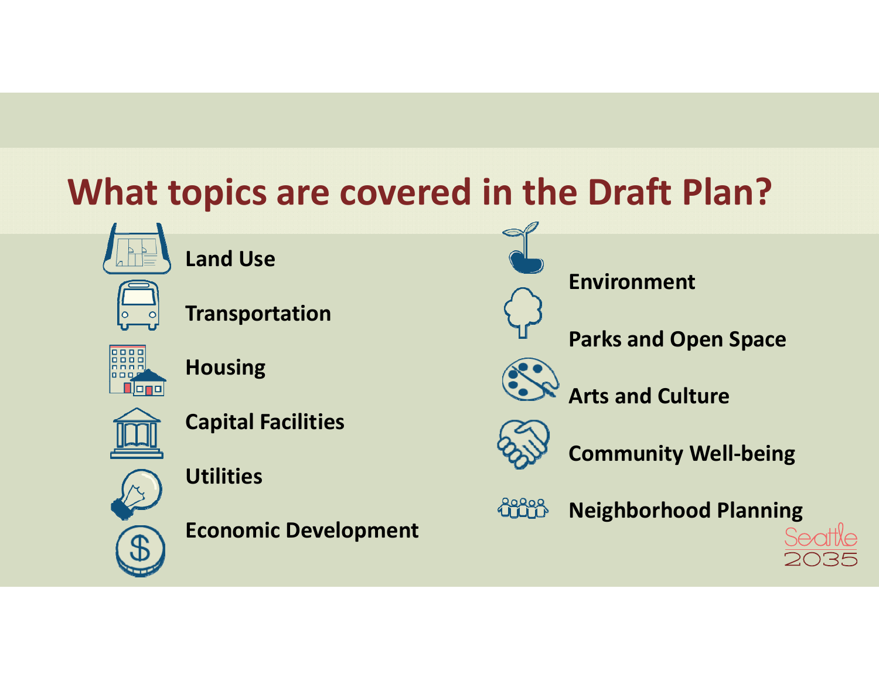# What topics are covered in the Draft Plan?

- Land Use
- Transportation
- Housing
- Capital Facilities
- Utilities
- Economic Development
- Environment
- Parks and Open Space
- Arts and Culture
- Community Well-being
- Neighborhood Planning

Seattle 2035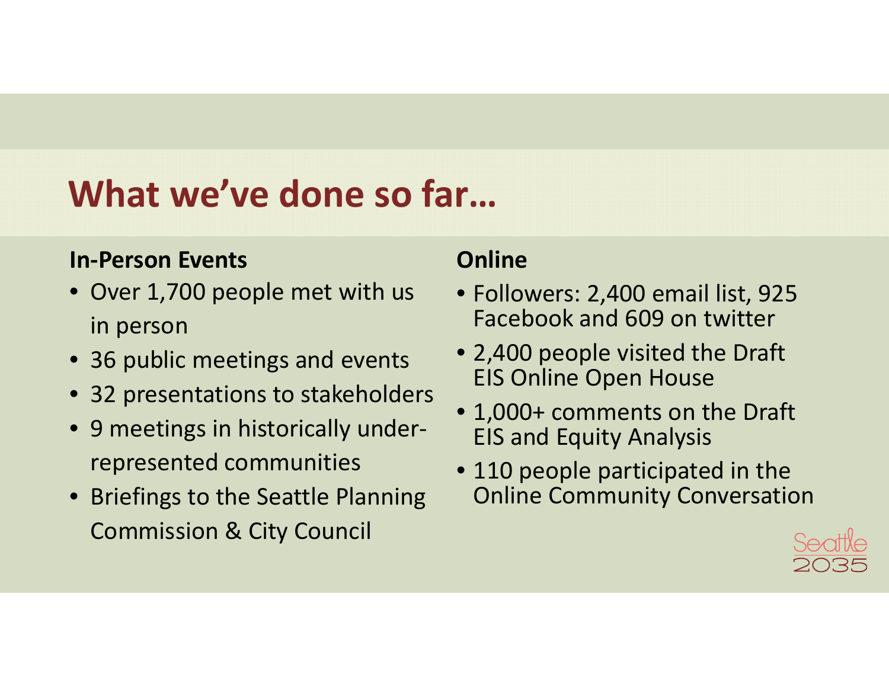# What we've done so far…

**In-Person Events**

- Over 1,700 people met with us in person
- 36 public meetings and events
- 32 presentations to stakeholders
- 9 meetings in historically under-represented communities
- Briefings to the Seattle Planning Commission & City Council

**Online**

- Followers: 2,400 email list, 925 Facebook and 609 on twitter
- 2,400 people visited the Draft EIS Online Open House
- 1,000+ comments on the Draft EIS and Equity Analysis
- 110 people participated in the Online Community Conversation

Seattle 2035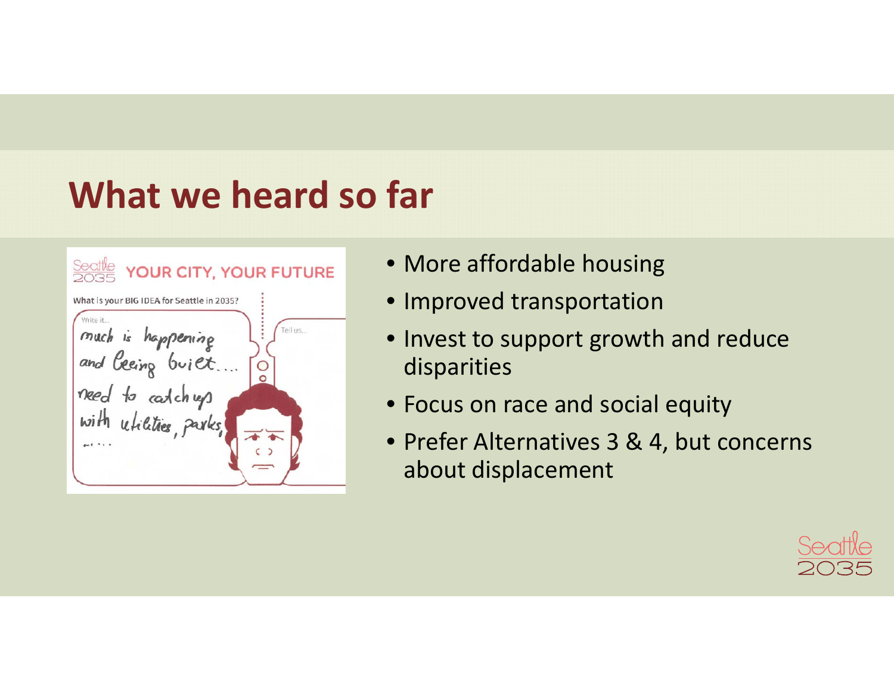# What we heard so far

- More affordable housing
- Improved transportation
- Invest to support growth and reduce disparities
- Focus on race and social equity
- Prefer Alternatives 3 & 4, but concerns about displacement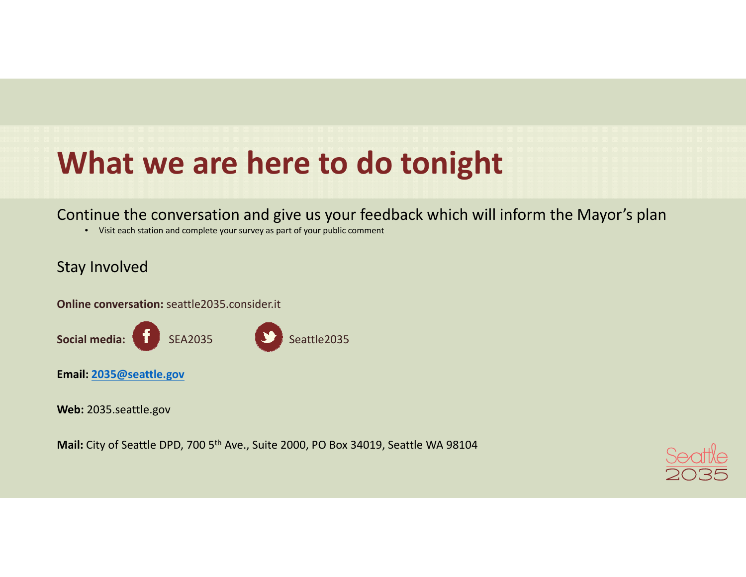# What we are here to do tonight

Continue the conversation and give us your feedback which will inform the Mayor's plan

- Visit each station and complete your survey as part of your public comment

Stay Involved

**Online conversation:** seattle2035.consider.it

**Social media:** SEA2035 Seattle2035

**Email:** 2035@seattle.gov

**Web:** 2035.seattle.gov

**Mail:** City of Seattle DPD, 700 5th Ave., Suite 2000, PO Box 34019, Seattle WA 98104

Seattle 2035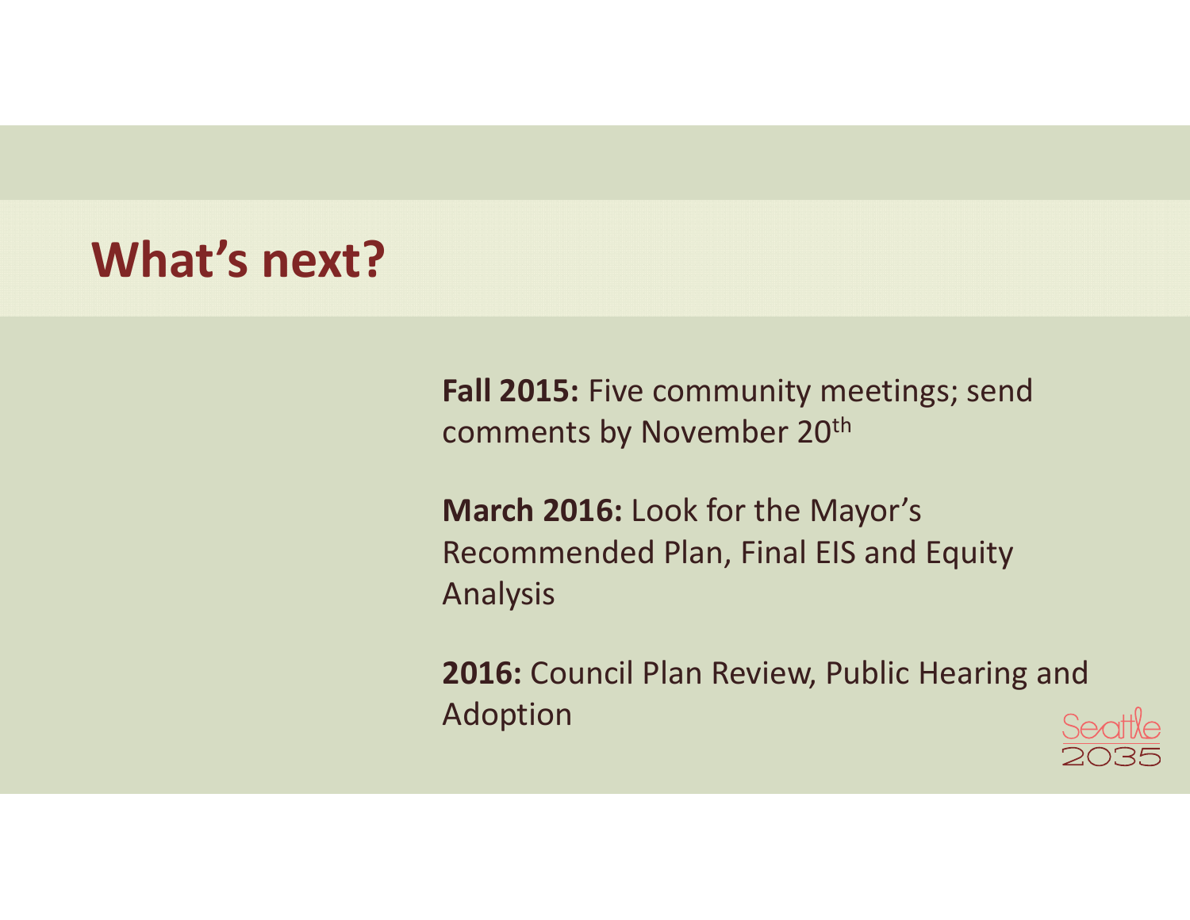# What's next?

**Fall 2015:** Five community meetings; send comments by November 20th

**March 2016:** Look for the Mayor's Recommended Plan, Final EIS and Equity Analysis

**2016:** Council Plan Review, Public Hearing and Adoption

Seattle 2035